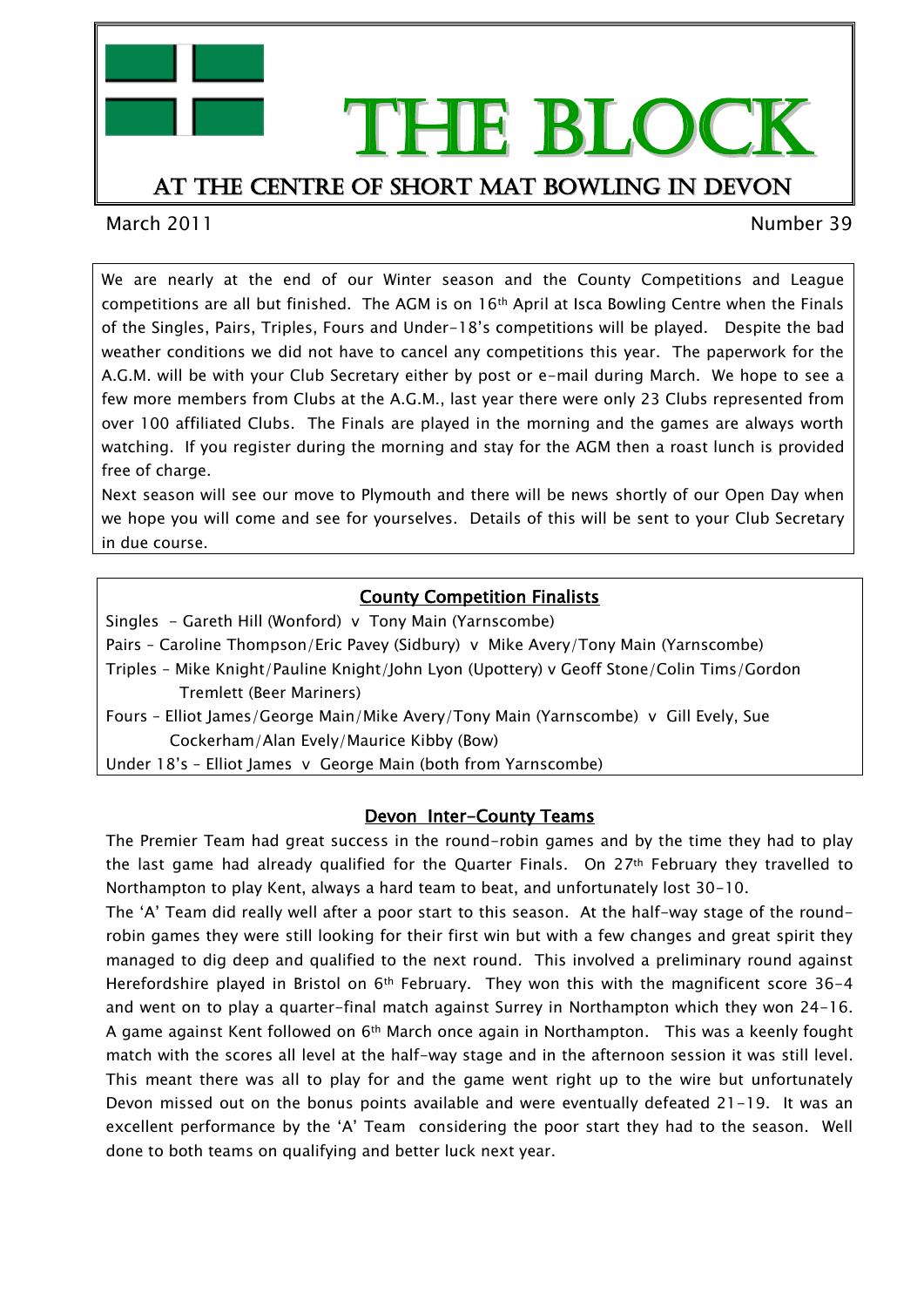# THE BLOCK

## AT THE CENTRE OF SHORT MAT BOWLING IN DEVON

March 2011 Number 39

We are nearly at the end of our Winter season and the County Competitions and League competitions are all but finished. The AGM is on 16th April at Isca Bowling Centre when the Finals of the Singles, Pairs, Triples, Fours and Under-18's competitions will be played. Despite the bad weather conditions we did not have to cancel any competitions this year. The paperwork for the A.G.M. will be with your Club Secretary either by post or e-mail during March. We hope to see a few more members from Clubs at the A.G.M., last year there were only 23 Clubs represented from over 100 affiliated Clubs. The Finals are played in the morning and the games are always worth watching. If you register during the morning and stay for the AGM then a roast lunch is provided free of charge.

Next season will see our move to Plymouth and there will be news shortly of our Open Day when we hope you will come and see for yourselves. Details of this will be sent to your Club Secretary in due course.

### County Competition Finalists

Singles - Gareth Hill (Wonford) v Tony Main (Yarnscombe)

Pairs – Caroline Thompson/Eric Pavey (Sidbury) v Mike Avery/Tony Main (Yarnscombe)

Triples – Mike Knight/Pauline Knight/John Lyon (Upottery) v Geoff Stone/Colin Tims/Gordon Tremlett (Beer Mariners)

Fours – Elliot James/George Main/Mike Avery/Tony Main (Yarnscombe) v Gill Evely, Sue Cockerham/Alan Evely/Maurice Kibby (Bow)

Under 18's – Elliot James v George Main (both from Yarnscombe)

### Devon Inter-County Teams

The Premier Team had great success in the round-robin games and by the time they had to play the last game had already qualified for the Quarter Finals. On 27th February they travelled to Northampton to play Kent, always a hard team to beat, and unfortunately lost 30-10.

The 'A' Team did really well after a poor start to this season. At the half-way stage of the round-robin games they were still looking for their first win but with a few changes and great spirit they managed to dig deep and qualified to the next round. This involved a preliminary round against Herefordshire played in Bristol on 6th February. They won this with the magnificent score 36-4 and went on to play a quarter-final match against Surrey in Northampton which they won 24-16. A game against Kent followed on 6th March once again in Northampton. This was a keenly fought match with the scores all level at the half-way stage and in the afternoon session it was still level. This meant there was all to play for and the game went right up to the wire but unfortunately Devon missed out on the bonus points available and were eventually defeated 21-19. It was an excellent performance by the 'A' Team considering the poor start they had to the season. Well done to both teams on qualifying and better luck next year.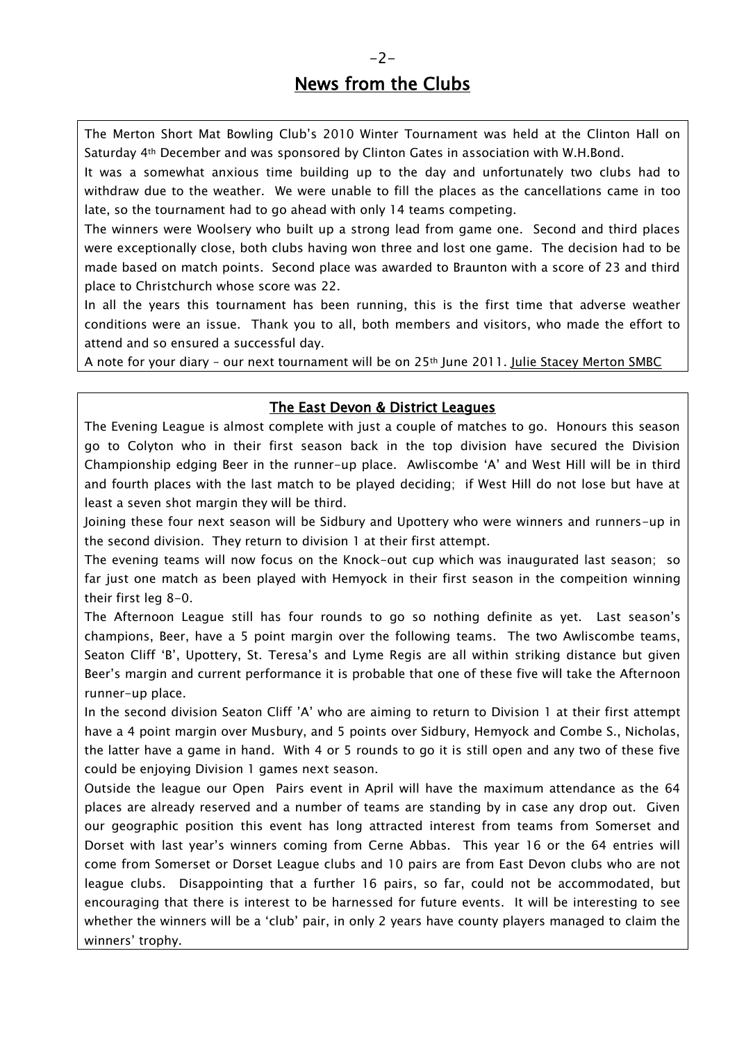# News from the Clubs

The Merton Short Mat Bowling Club's 2010 Winter Tournament was held at the Clinton Hall on Saturday 4th December and was sponsored by Clinton Gates in association with W.H.Bond.

It was a somewhat anxious time building up to the day and unfortunately two clubs had to withdraw due to the weather. We were unable to fill the places as the cancellations came in too late, so the tournament had to go ahead with only 14 teams competing.

The winners were Woolsery who built up a strong lead from game one. Second and third places were exceptionally close, both clubs having won three and lost one game. The decision had to be made based on match points. Second place was awarded to Braunton with a score of 23 and third place to Christchurch whose score was 22.

In all the years this tournament has been running, this is the first time that adverse weather conditions were an issue. Thank you to all, both members and visitors, who made the effort to attend and so ensured a successful day.

A note for your diary – our next tournament will be on 25th June 2011. Julie Stacey Merton SMBC

## The East Devon & District Leagues

The Evening League is almost complete with just a couple of matches to go. Honours this season go to Colyton who in their first season back in the top division have secured the Division Championship edging Beer in the runner-up place. Awliscombe 'A' and West Hill will be in third and fourth places with the last match to be played deciding; if West Hill do not lose but have at least a seven shot margin they will be third.

Joining these four next season will be Sidbury and Upottery who were winners and runners-up in the second division. They return to division 1 at their first attempt.

The evening teams will now focus on the Knock-out cup which was inaugurated last season; so far just one match as been played with Hemyock in their first season in the compeition winning their first leg 8-0.

The Afternoon League still has four rounds to go so nothing definite as yet. Last season's champions, Beer, have a 5 point margin over the following teams. The two Awliscombe teams, Seaton Cliff 'B', Upottery, St. Teresa's and Lyme Regis are all within striking distance but given Beer's margin and current performance it is probable that one of these five will take the Afternoon runner-up place.

In the second division Seaton Cliff 'A' who are aiming to return to Division 1 at their first attempt have a 4 point margin over Musbury, and 5 points over Sidbury, Hemyock and Combe S., Nicholas, the latter have a game in hand. With 4 or 5 rounds to go it is still open and any two of these five could be enjoying Division 1 games next season.

Outside the league our Open Pairs event in April will have the maximum attendance as the 64 places are already reserved and a number of teams are standing by in case any drop out. Given our geographic position this event has long attracted interest from teams from Somerset and Dorset with last year's winners coming from Cerne Abbas. This year 16 or the 64 entries will come from Somerset or Dorset League clubs and 10 pairs are from East Devon clubs who are not league clubs. Disappointing that a further 16 pairs, so far, could not be accommodated, but encouraging that there is interest to be harnessed for future events. It will be interesting to see whether the winners will be a 'club' pair, in only 2 years have county players managed to claim the winners' trophy.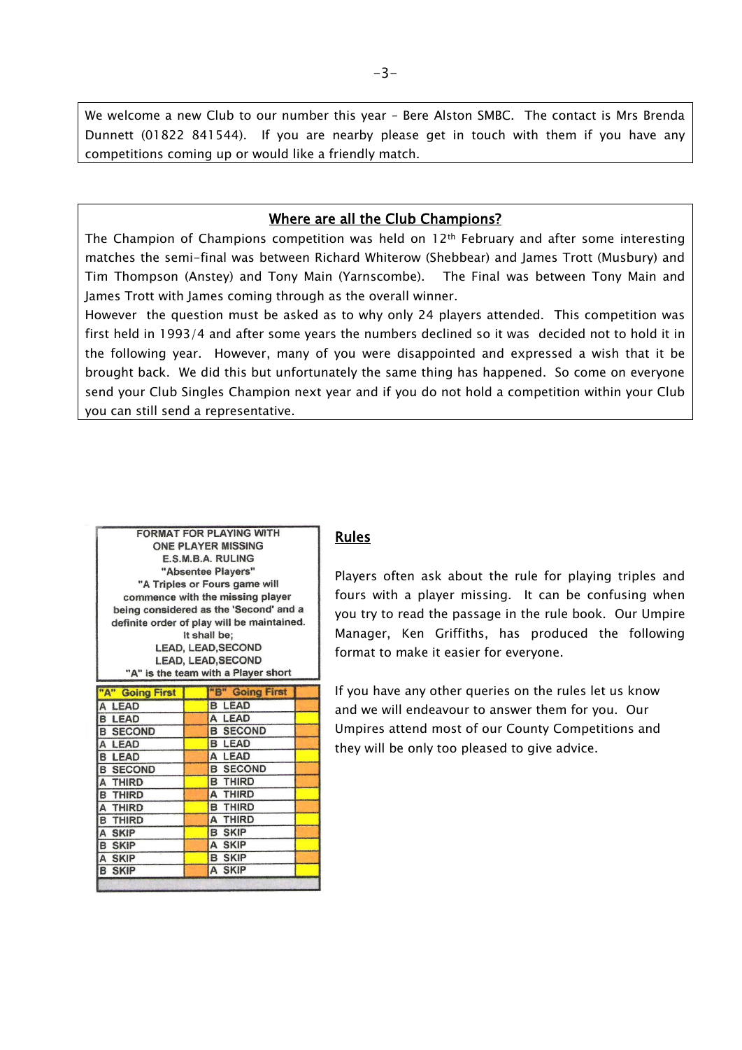We welcome a new Club to our number this year – Bere Alston SMBC. The contact is Mrs Brenda Dunnett (01822 841544). If you are nearby please get in touch with them if you have any competitions coming up or would like a friendly match.

## Where are all the Club Champions?

The Champion of Champions competition was held on 12th February and after some interesting matches the semi-final was between Richard Whiterow (Shebbear) and James Trott (Musbury) and Tim Thompson (Anstey) and Tony Main (Yarnscombe). The Final was between Tony Main and James Trott with James coming through as the overall winner.

However the question must be asked as to why only 24 players attended. This competition was first held in 1993/4 and after some years the numbers declined so it was decided not to hold it in the following year. However, many of you were disappointed and expressed a wish that it be brought back. We did this but unfortunately the same thing has happened. So come on everyone send your Club Singles Champion next year and if you do not hold a competition within your Club you can still send a representative.

## Rules

Players often ask about the rule for playing triples and fours with a player missing. It can be confusing when you try to read the passage in the rule book. Our Umpire Manager, Ken Griffiths, has produced the following format to make it easier for everyone.

If you have any other queries on the rules let us know and we will endeavour to answer them for you. Our Umpires attend most of our County Competitions and they will be only too pleased to give advice.

**FORMAT FOR PLAYING WITH ONE PLAYER MISSING**
**E.S.M.B.A. RULING**
**"Absentee Players"**
**"A Triples or Fours game will commence with the missing player being considered as the 'Second' and a definite order of play will be maintained.**
**It shall be;**
**LEAD, LEAD,SECOND**
**LEAD, LEAD,SECOND**
**"A" is the team with a Player short**

| "A" Going First | "B" Going First |
|---|---|
| A LEAD | B LEAD |
| B LEAD | A LEAD |
| B SECOND | B SECOND |
| A LEAD | B LEAD |
| B LEAD | A LEAD |
| B SECOND | B SECOND |
| A THIRD | B THIRD |
| B THIRD | A THIRD |
| A THIRD | B THIRD |
| B THIRD | A THIRD |
| A SKIP | B SKIP |
| B SKIP | A SKIP |
| A SKIP | B SKIP |
| B SKIP | A SKIP |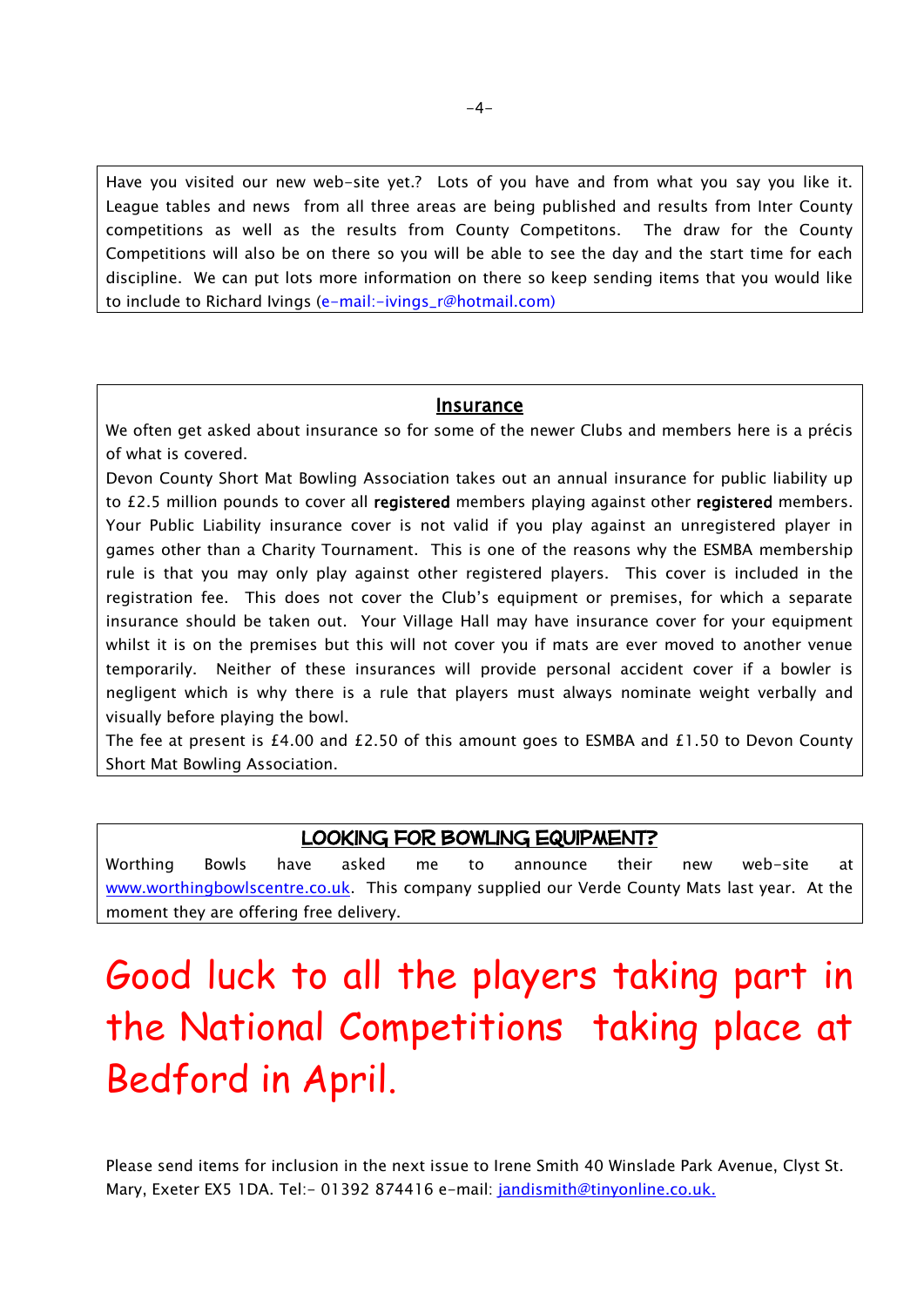Have you visited our new web-site yet.? Lots of you have and from what you say you like it. League tables and news from all three areas are being published and results from Inter County competitions as well as the results from County Competitons. The draw for the County Competitions will also be on there so you will be able to see the day and the start time for each discipline. We can put lots more information on there so keep sending items that you would like to include to Richard Ivings (e-mail:-ivings_r@hotmail.com)

## Insurance

We often get asked about insurance so for some of the newer Clubs and members here is a précis of what is covered.

Devon County Short Mat Bowling Association takes out an annual insurance for public liability up to £2.5 million pounds to cover all **registered** members playing against other **registered** members. Your Public Liability insurance cover is not valid if you play against an unregistered player in games other than a Charity Tournament. This is one of the reasons why the ESMBA membership rule is that you may only play against other registered players. This cover is included in the registration fee. This does not cover the Club's equipment or premises, for which a separate insurance should be taken out. Your Village Hall may have insurance cover for your equipment whilst it is on the premises but this will not cover you if mats are ever moved to another venue temporarily. Neither of these insurances will provide personal accident cover if a bowler is negligent which is why there is a rule that players must always nominate weight verbally and visually before playing the bowl.

The fee at present is £4.00 and £2.50 of this amount goes to ESMBA and £1.50 to Devon County Short Mat Bowling Association.

## LOOKING FOR BOWLING EQUIPMENT?

Worthing Bowls have asked me to announce their new web-site at www.worthingbowlscentre.co.uk. This company supplied our Verde County Mats last year. At the moment they are offering free delivery.

# Good luck to all the players taking part in the National Competitions taking place at Bedford in April.

Please send items for inclusion in the next issue to Irene Smith 40 Winslade Park Avenue, Clyst St. Mary, Exeter EX5 1DA. Tel:- 01392 874416 e-mail: jandismith@tinyonline.co.uk.